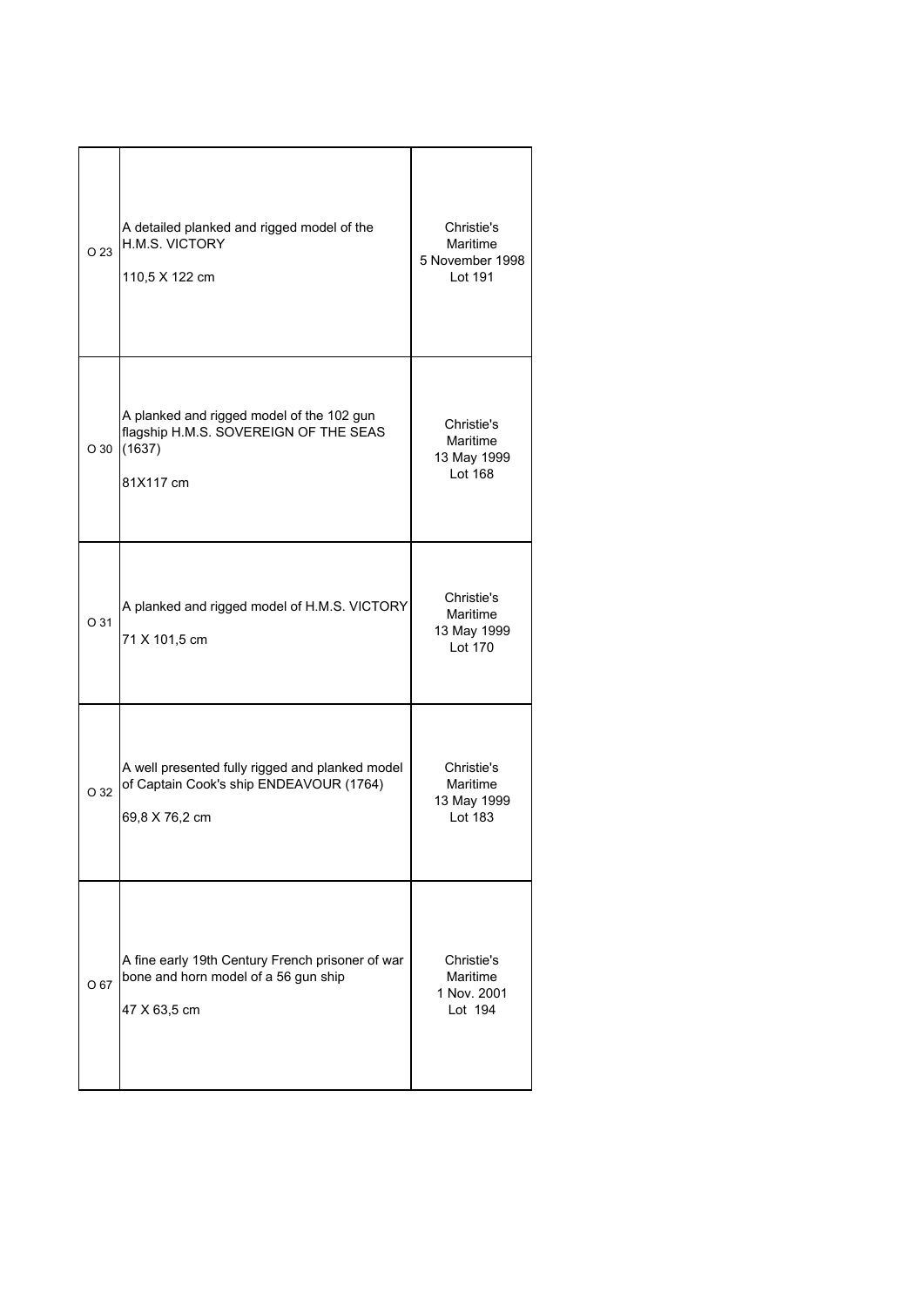| | | |
|---|---|---|
| O 23 | A detailed planked and rigged model of the H.M.S. VICTORY<br><br>110,5 X 122 cm | Christie's<br>Maritime<br>5 November 1998<br>Lot 191 |
| O 30 | A planked and rigged model of the 102 gun flagship H.M.S. SOVEREIGN OF THE SEAS (1637)<br><br>81X117 cm | Christie's<br>Maritime<br>13 May 1999<br>Lot 168 |
| O 31 | A planked and rigged model of H.M.S. VICTORY<br><br>71 X 101,5 cm | Christie's<br>Maritime<br>13 May 1999<br>Lot 170 |
| O 32 | A well presented fully rigged and planked model of Captain Cook's ship ENDEAVOUR (1764)<br><br>69,8 X 76,2 cm | Christie's<br>Maritime<br>13 May 1999<br>Lot 183 |
| O 67 | A fine early 19th Century French prisoner of war bone and horn model of a 56 gun ship<br><br>47 X 63,5 cm | Christie's<br>Maritime<br>1 Nov. 2001<br>Lot 194 |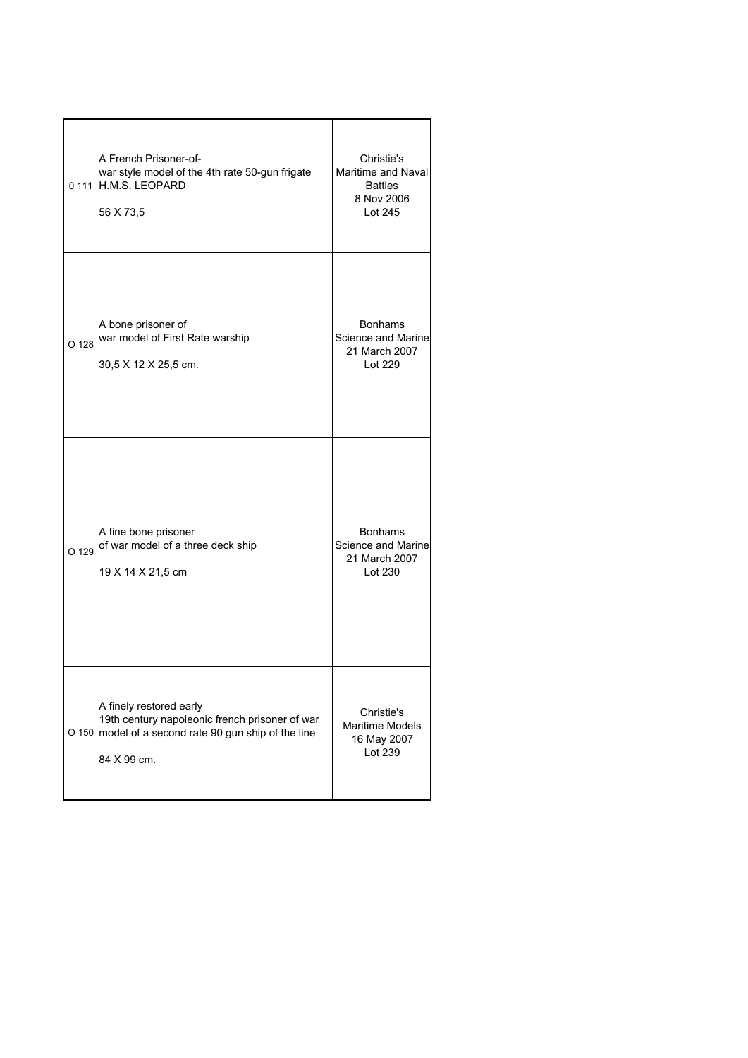| | | |
|---|---|---|
| 0 111 | A French Prisoner-of-war style model of the 4th rate 50-gun frigate H.M.S. LEOPARD<br><br>56 X 73,5 | Christie's<br>Maritime and Naval Battles<br>8 Nov 2006<br>Lot 245 |
| O 128 | A bone prisoner of war model of First Rate warship<br><br>30,5 X 12 X 25,5 cm. | Bonhams<br>Science and Marine<br>21 March 2007<br>Lot 229 |
| O 129 | A fine bone prisoner of war model of a three deck ship<br><br>19 X 14 X 21,5 cm | Bonhams<br>Science and Marine<br>21 March 2007<br>Lot 230 |
| O 150 | A finely restored early 19th century napoleonic french prisoner of war model of a second rate 90 gun ship of the line<br><br>84 X 99 cm. | Christie's<br>Maritime Models<br>16 May 2007<br>Lot 239 |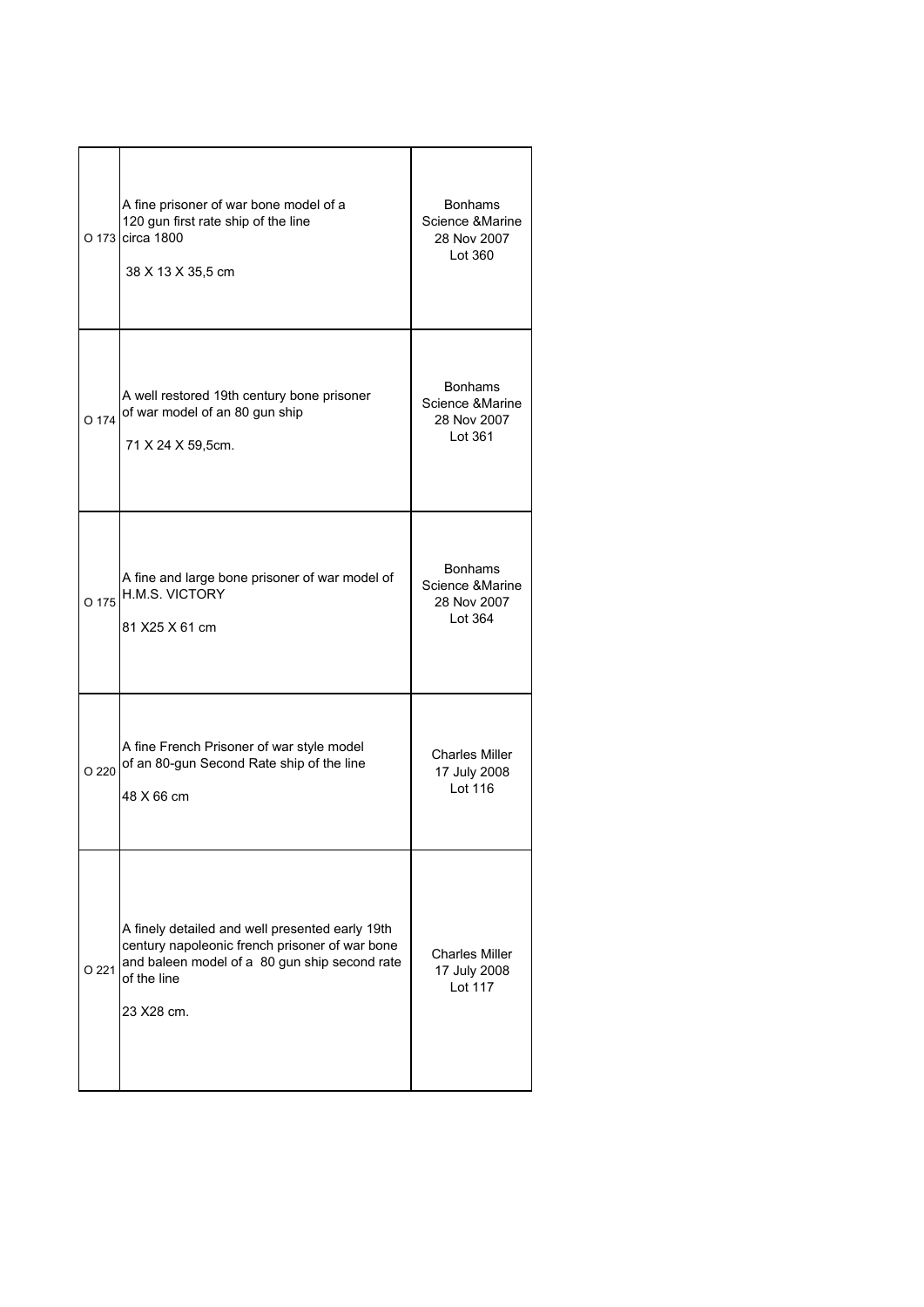| | | |
|---|---|---|
| O 173 | A fine prisoner of war bone model of a 120 gun first rate ship of the line circa 1800<br><br>38 X 13 X 35,5 cm | Bonhams Science &Marine 28 Nov 2007 Lot 360 |
| O 174 | A well restored 19th century bone prisoner of war model of an 80 gun ship<br><br>71 X 24 X 59,5cm. | Bonhams Science &Marine 28 Nov 2007 Lot 361 |
| O 175 | A fine and large bone prisoner of war model of H.M.S. VICTORY<br><br>81 X25 X 61 cm | Bonhams Science &Marine 28 Nov 2007 Lot 364 |
| O 220 | A fine French Prisoner of war style model of an 80-gun Second Rate ship of the line<br><br>48 X 66 cm | Charles Miller 17 July 2008 Lot 116 |
| O 221 | A finely detailed and well presented early 19th century napoleonic french prisoner of war bone and baleen model of a 80 gun ship second rate of the line<br><br>23 X28 cm. | Charles Miller 17 July 2008 Lot 117 |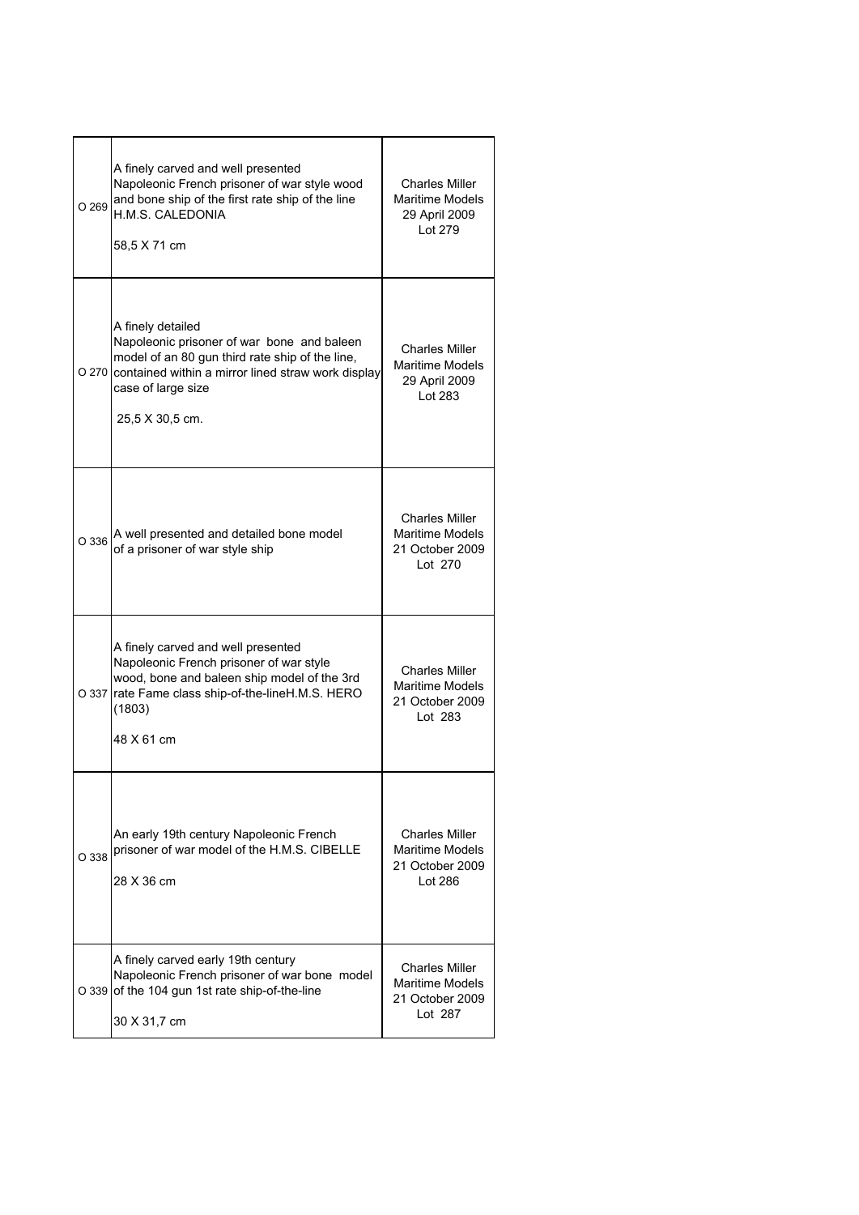| | | |
|---|---|---|
| O 269 | A finely carved and well presented Napoleonic French prisoner of war style wood and bone ship of the first rate ship of the line H.M.S. CALEDONIA<br><br>58,5 X 71 cm | Charles Miller Maritime Models 29 April 2009 Lot 279 |
| O 270 | A finely detailed Napoleonic prisoner of war bone and baleen model of an 80 gun third rate ship of the line, contained within a mirror lined straw work display case of large size<br><br>25,5 X 30,5 cm. | Charles Miller Maritime Models 29 April 2009 Lot 283 |
| O 336 | A well presented and detailed bone model of a prisoner of war style ship | Charles Miller Maritime Models 21 October 2009 Lot 270 |
| O 337 | A finely carved and well presented Napoleonic French prisoner of war style wood, bone and baleen ship model of the 3rd rate Fame class ship-of-the-lineH.M.S. HERO (1803)<br><br>48 X 61 cm | Charles Miller Maritime Models 21 October 2009 Lot 283 |
| O 338 | An early 19th century Napoleonic French prisoner of war model of the H.M.S. CIBELLE<br><br>28 X 36 cm | Charles Miller Maritime Models 21 October 2009 Lot 286 |
| O 339 | A finely carved early 19th century Napoleonic French prisoner of war bone model of the 104 gun 1st rate ship-of-the-line<br><br>30 X 31,7 cm | Charles Miller Maritime Models 21 October 2009 Lot 287 |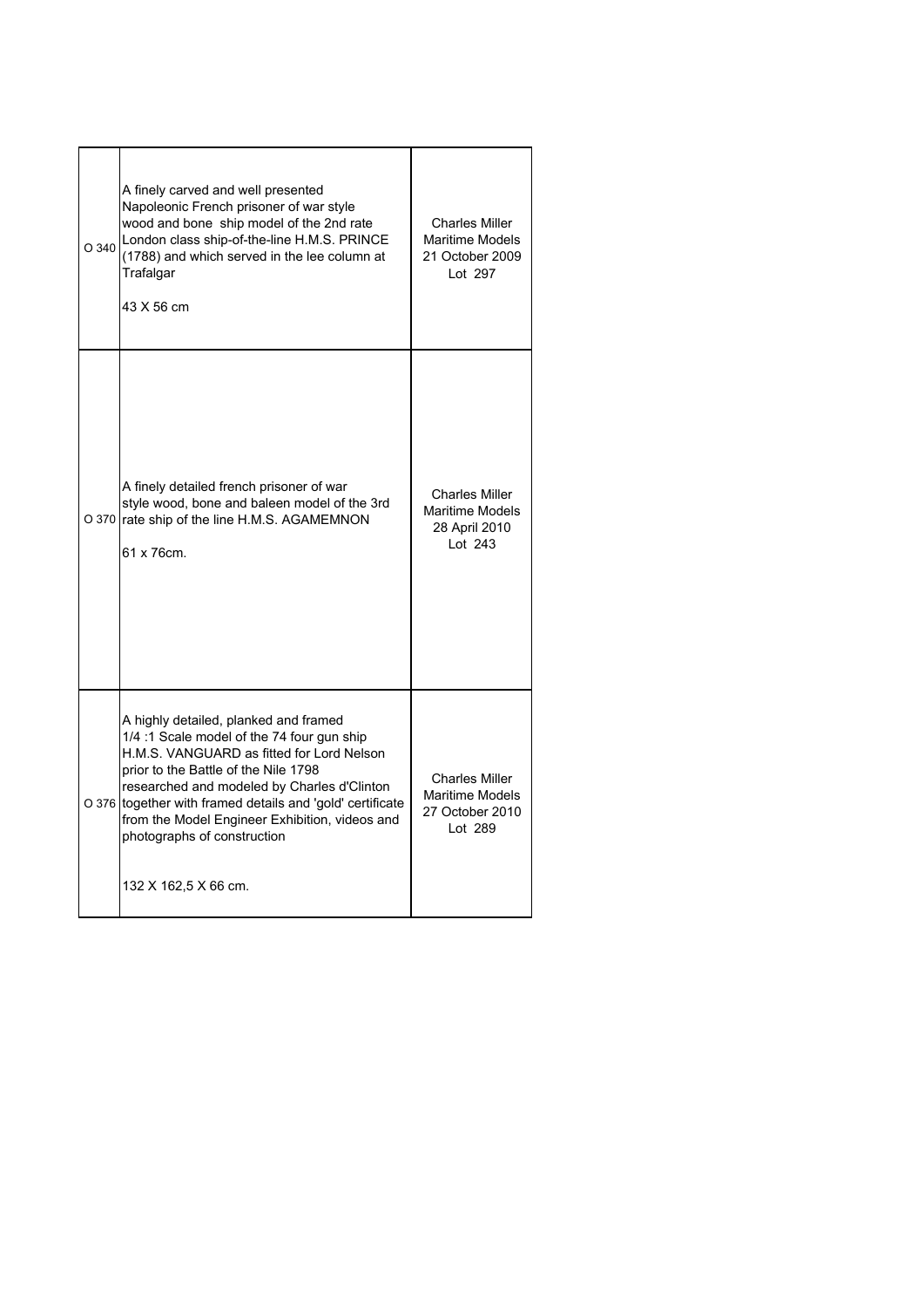| | | |
|---|---|---|
| O 340 | A finely carved and well presented Napoleonic French prisoner of war style wood and bone ship model of the 2nd rate London class ship-of-the-line H.M.S. PRINCE (1788) and which served in the lee column at Trafalgar<br><br>43 X 56 cm | Charles Miller Maritime Models 21 October 2009 Lot 297 |
| O 370 | A finely detailed french prisoner of war style wood, bone and baleen model of the 3rd rate ship of the line H.M.S. AGAMEMNON<br><br>61 x 76cm. | Charles Miller Maritime Models 28 April 2010 Lot 243 |
| O 376 | A highly detailed, planked and framed 1/4 :1 Scale model of the 74 four gun ship H.M.S. VANGUARD as fitted for Lord Nelson prior to the Battle of the Nile 1798 researched and modeled by Charles d'Clinton together with framed details and 'gold' certificate from the Model Engineer Exhibition, videos and photographs of construction<br><br>132 X 162,5 X 66 cm. | Charles Miller Maritime Models 27 October 2010 Lot 289 |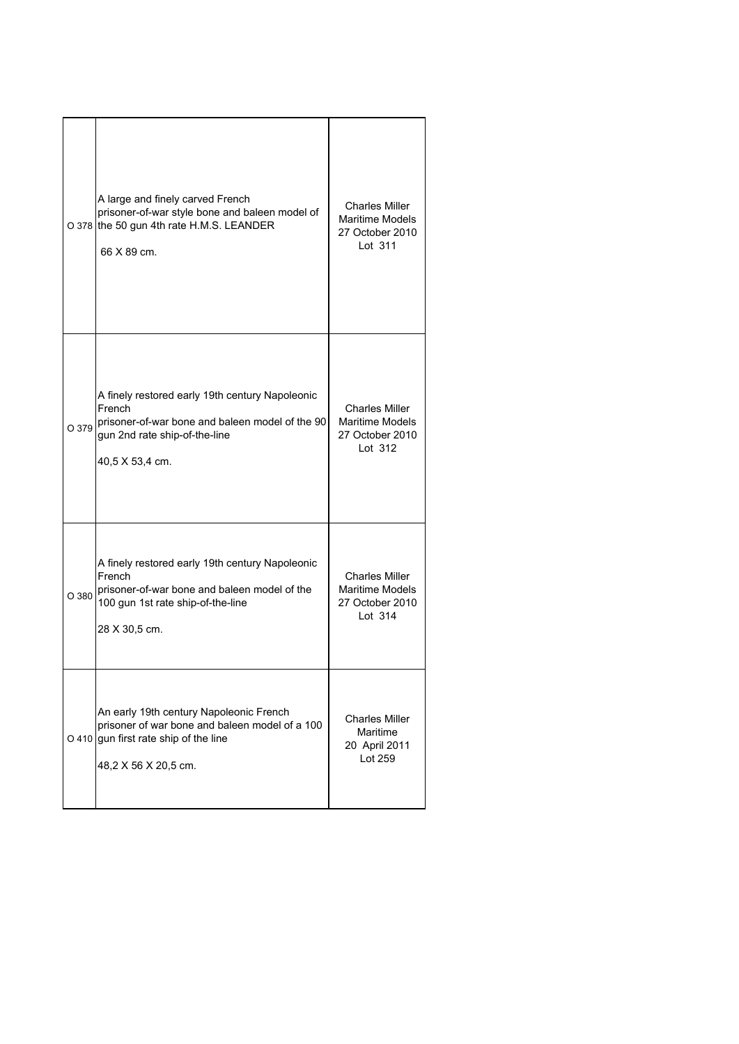| | | |
|---|---|---|
| O 378 | A large and finely carved French prisoner-of-war style bone and baleen model of the 50 gun 4th rate H.M.S. LEANDER<br><br>66 X 89 cm. | Charles Miller Maritime Models 27 October 2010 Lot 311 |
| O 379 | A finely restored early 19th century Napoleonic French prisoner-of-war bone and baleen model of the 90 gun 2nd rate ship-of-the-line<br><br>40,5 X 53,4 cm. | Charles Miller Maritime Models 27 October 2010 Lot 312 |
| O 380 | A finely restored early 19th century Napoleonic French prisoner-of-war bone and baleen model of the 100 gun 1st rate ship-of-the-line<br><br>28 X 30,5 cm. | Charles Miller Maritime Models 27 October 2010 Lot 314 |
| O 410 | An early 19th century Napoleonic French prisoner of war bone and baleen model of a 100 gun first rate ship of the line<br><br>48,2 X 56 X 20,5 cm. | Charles Miller Maritime 20 April 2011 Lot 259 |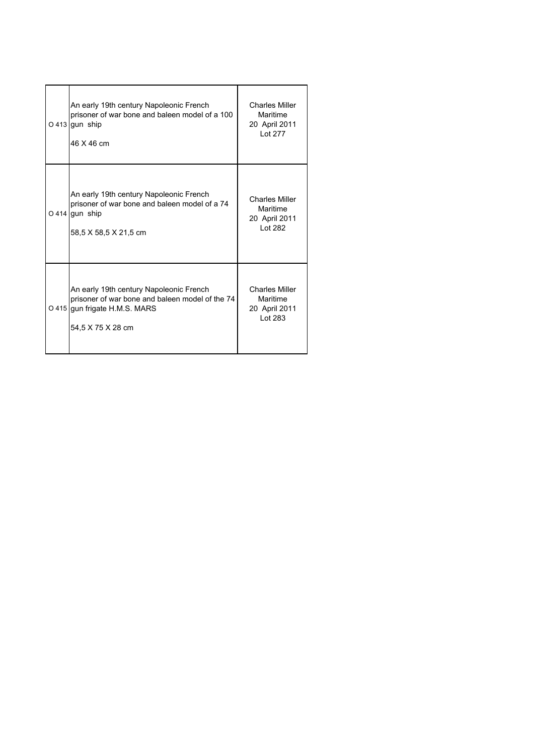| | | |
|---|---|---|
| O 413 | An early 19th century Napoleonic French prisoner of war bone and baleen model of a 100 gun ship<br><br>46 X 46 cm | Charles Miller Maritime<br>20 April 2011<br>Lot 277 |
| O 414 | An early 19th century Napoleonic French prisoner of war bone and baleen model of a 74 gun ship<br><br>58,5 X 58,5 X 21,5 cm | Charles Miller Maritime<br>20 April 2011<br>Lot 282 |
| O 415 | An early 19th century Napoleonic French prisoner of war bone and baleen model of the 74 gun frigate H.M.S. MARS<br><br>54,5 X 75 X 28 cm | Charles Miller Maritime<br>20 April 2011<br>Lot 283 |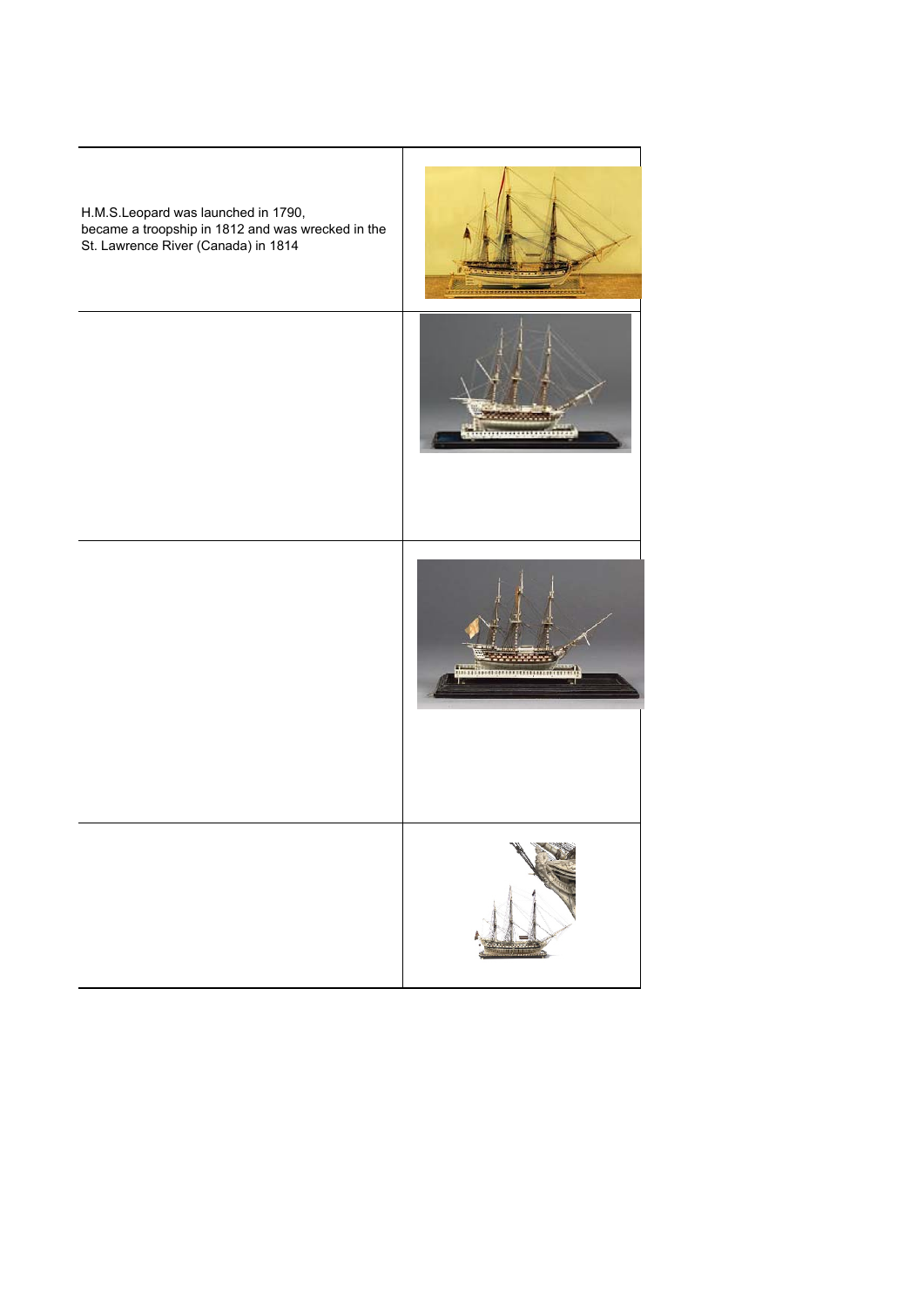| | |
|---|---|
| H.M.S.Leopard was launched in 1790, became a troopship in 1812 and was wrecked in the St. Lawrence River (Canada) in 1814 | |
| | |
| | |
| | |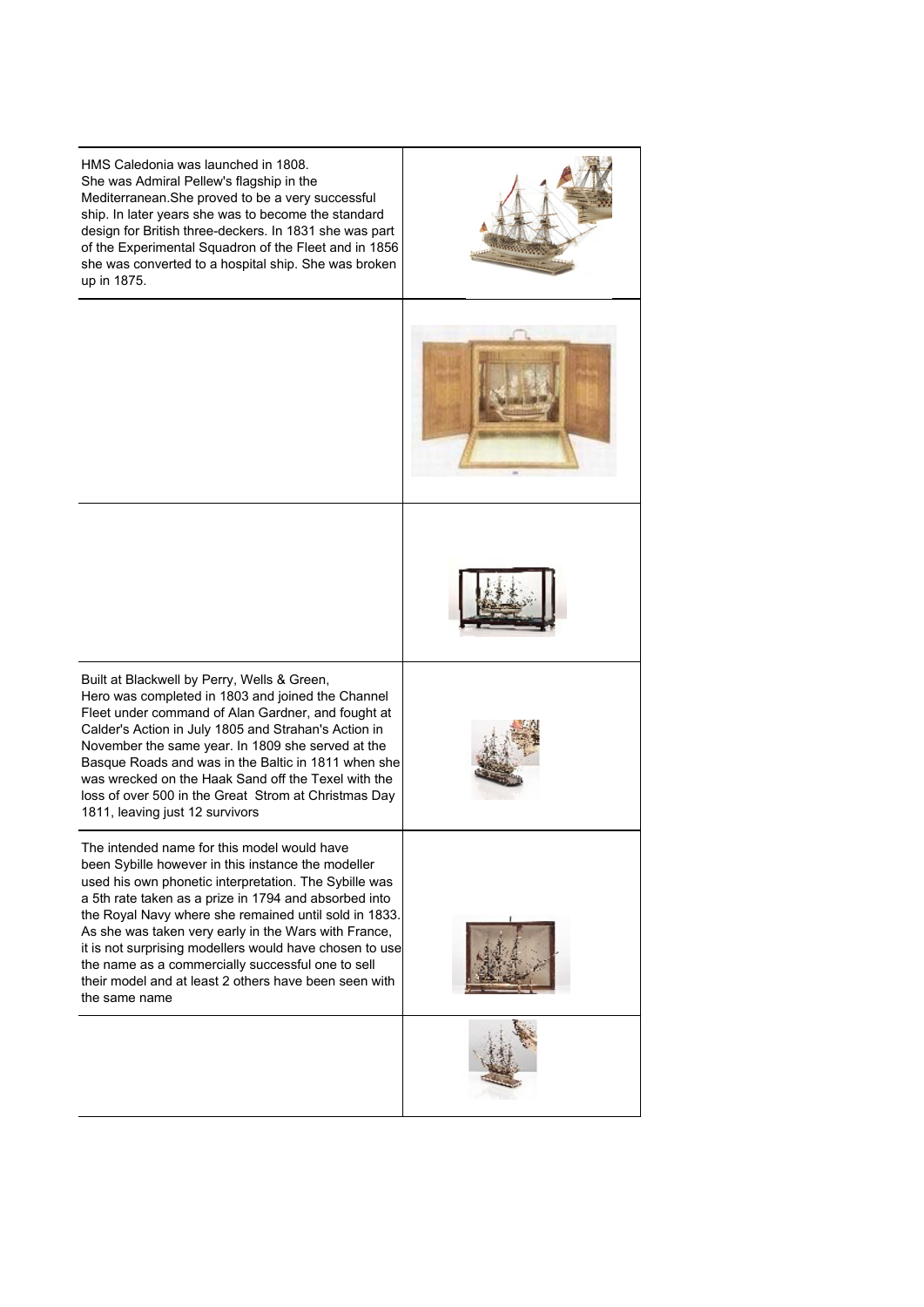| | |
|---|---|
| HMS Caledonia was launched in 1808. She was Admiral Pellew's flagship in the Mediterranean.She proved to be a very successful ship. In later years she was to become the standard design for British three-deckers. In 1831 she was part of the Experimental Squadron of the Fleet and in 1856 she was converted to a hospital ship. She was broken up in 1875. | |
| | |
| | |
| Built at Blackwell by Perry, Wells & Green, Hero was completed in 1803 and joined the Channel Fleet under command of Alan Gardner, and fought at Calder's Action in July 1805 and Strahan's Action in November the same year. In 1809 she served at the Basque Roads and was in the Baltic in 1811 when she was wrecked on the Haak Sand off the Texel with the loss of over 500 in the Great Strom at Christmas Day 1811, leaving just 12 survivors | |
| The intended name for this model would have been Sybille however in this instance the modeller used his own phonetic interpretation. The Sybille was a 5th rate taken as a prize in 1794 and absorbed into the Royal Navy where she remained until sold in 1833. As she was taken very early in the Wars with France, it is not surprising modellers would have chosen to use the name as a commercially successful one to sell their model and at least 2 others have been seen with the same name | |
| | |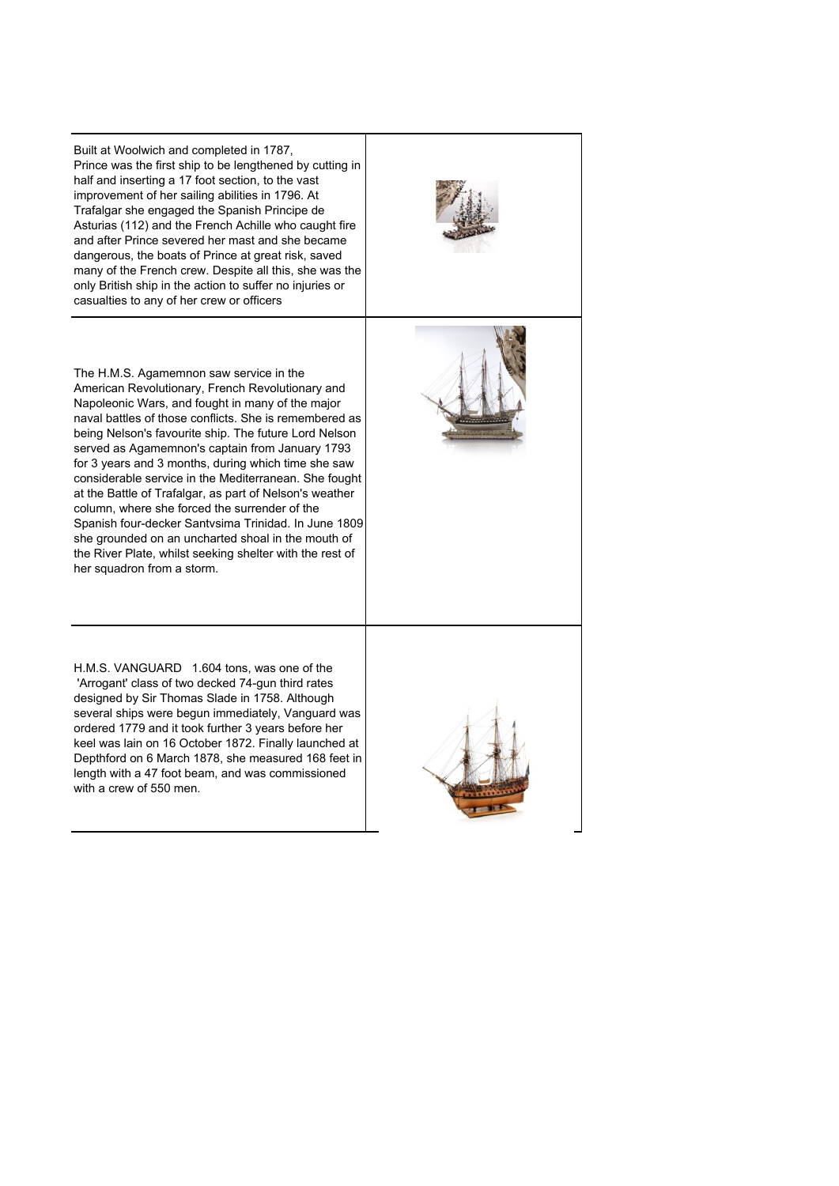Built at Woolwich and completed in 1787,
Prince was the first ship to be lengthened by cutting in half and inserting a 17 foot section, to the vast improvement of her sailing abilities in 1796. At Trafalgar she engaged the Spanish Principe de Asturias (112) and the French Achille who caught fire and after Prince severed her mast and she became dangerous, the boats of Prince at great risk, saved many of the French crew. Despite all this, she was the only British ship in the action to suffer no injuries or casualties to any of her crew or officers

The H.M.S. Agamemnon saw service in the American Revolutionary, French Revolutionary and Napoleonic Wars, and fought in many of the major naval battles of those conflicts. She is remembered as being Nelson's favourite ship. The future Lord Nelson served as Agamemnon's captain from January 1793 for 3 years and 3 months, during which time she saw considerable service in the Mediterranean. She fought at the Battle of Trafalgar, as part of Nelson's weather column, where she forced the surrender of the Spanish four-decker Santvsima Trinidad. In June 1809 she grounded on an uncharted shoal in the mouth of the River Plate, whilst seeking shelter with the rest of her squadron from a storm.

H.M.S. VANGUARD 1.604 tons, was one of the 'Arrogant' class of two decked 74-gun third rates designed by Sir Thomas Slade in 1758. Although several ships were begun immediately, Vanguard was ordered 1779 and it took further 3 years before her keel was lain on 16 October 1872. Finally launched at Depthford on 6 March 1878, she measured 168 feet in length with a 47 foot beam, and was commissioned with a crew of 550 men.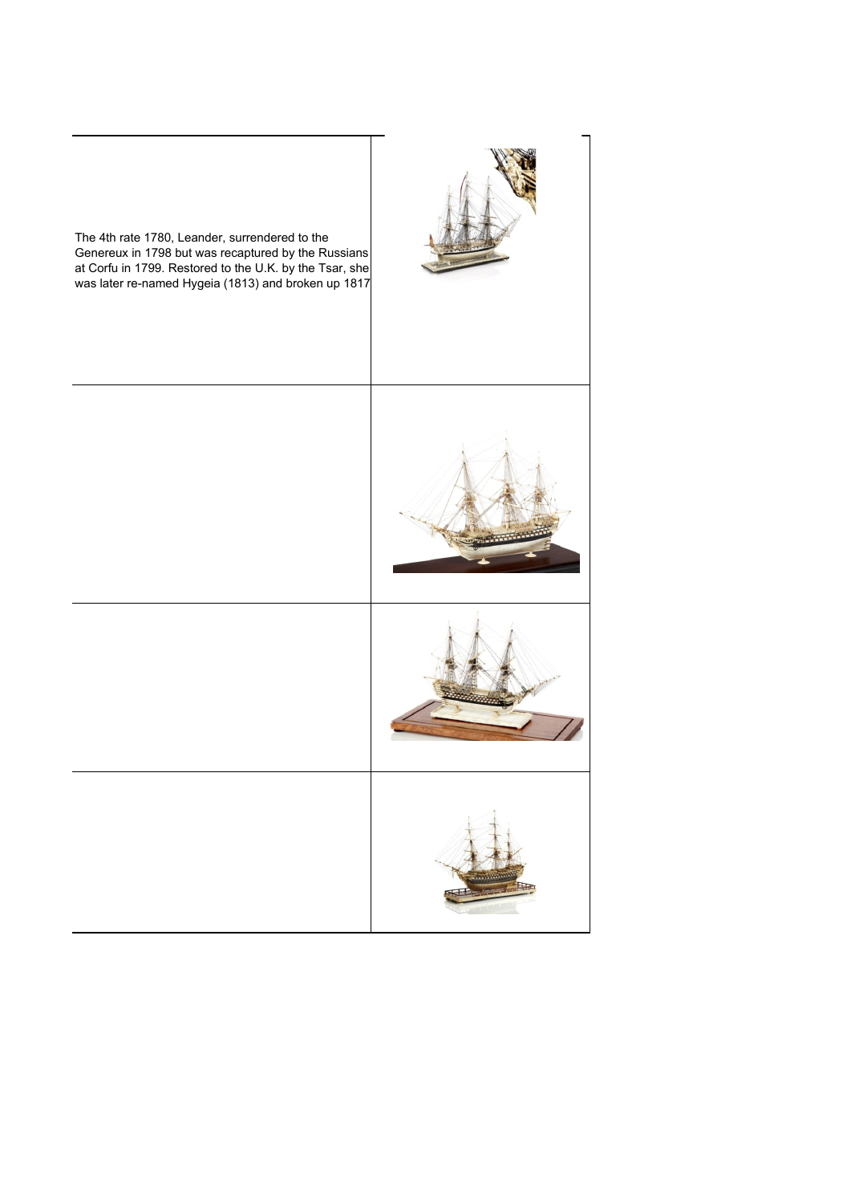| | |
|---|---|
| The 4th rate 1780, Leander, surrendered to the Genereux in 1798 but was recaptured by the Russians at Corfu in 1799. Restored to the U.K. by the Tsar, she was later re-named Hygeia (1813) and broken up 1817 | |
| | |
| | |
| | |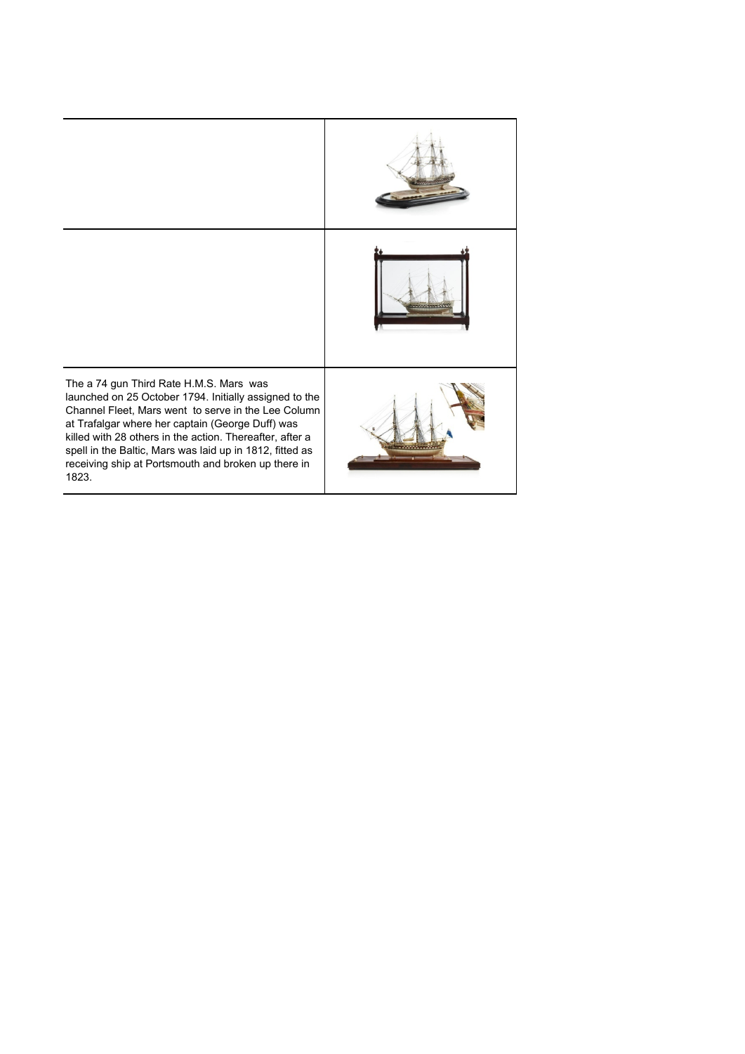| | |
|---|---|
| | |
| | |
| The a 74 gun Third Rate H.M.S. Mars was launched on 25 October 1794. Initially assigned to the Channel Fleet, Mars went to serve in the Lee Column at Trafalgar where her captain (George Duff) was killed with 28 others in the action. Thereafter, after a spell in the Baltic, Mars was laid up in 1812, fitted as receiving ship at Portsmouth and broken up there in 1823. | |